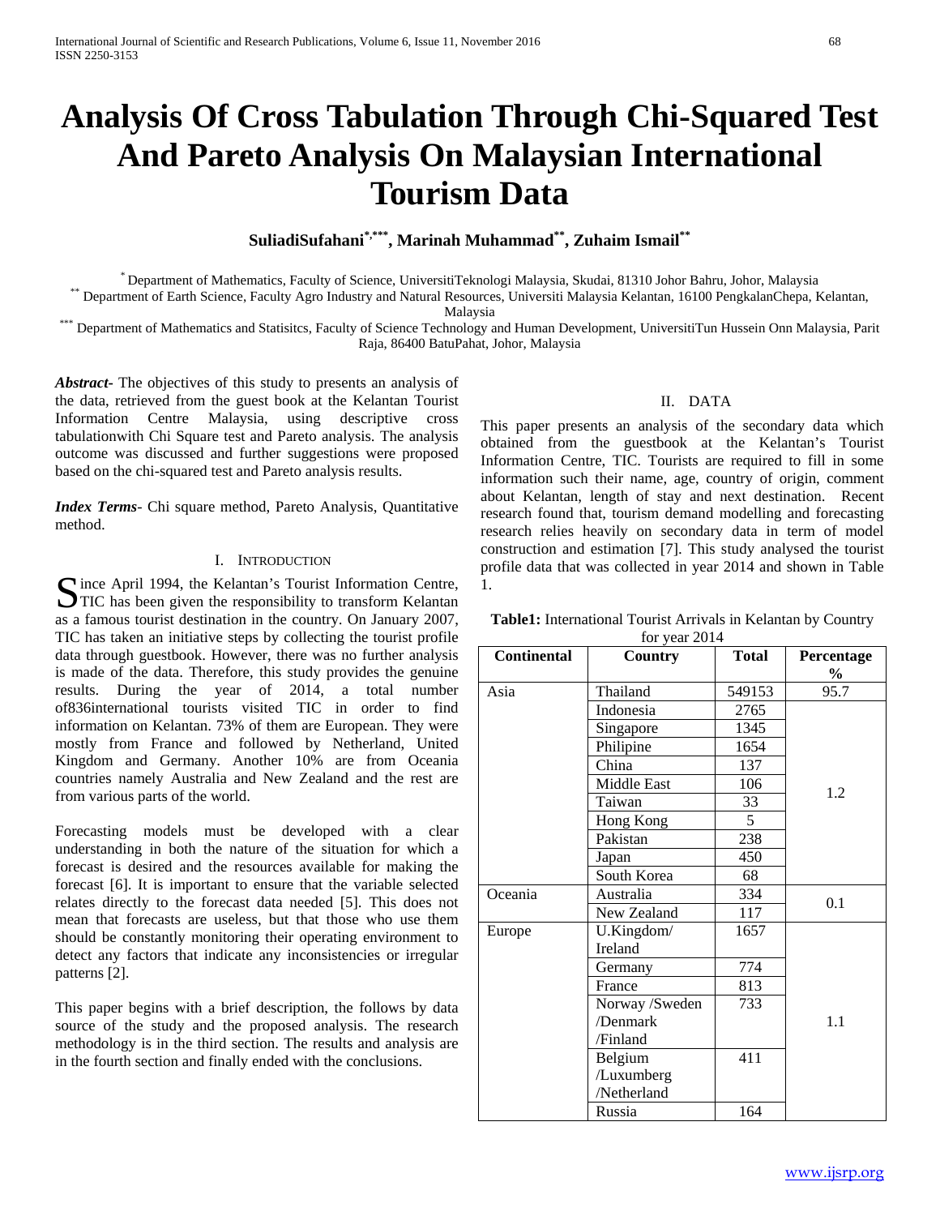# Analysis Of Cross Tabulation Through Chi-Squared Test And Pareto Analysis On Malaysian International Tourism Data

**SuliadiSufahani[*,***], Marinah Muhammad[**], Zuhaim Ismail[**]**

[*] Department of Mathematics, Faculty of Science, UniversitiTeknologi Malaysia, Skudai, 81310 Johor Bahru, Johor, Malaysia
[**] Department of Earth Science, Faculty Agro Industry and Natural Resources, Universiti Malaysia Kelantan, 16100 PengkalanChepa, Kelantan, Malaysia
[***] Department of Mathematics and Statisitcs, Faculty of Science Technology and Human Development, UniversitiTun Hussein Onn Malaysia, Parit Raja, 86400 BatuPahat, Johor, Malaysia

***Abstract***- The objectives of this study to presents an analysis of the data, retrieved from the guest book at the Kelantan Tourist Information Centre Malaysia, using descriptive cross tabulationwith Chi Square test and Pareto analysis. The analysis outcome was discussed and further suggestions were proposed based on the chi-squared test and Pareto analysis results.

***Index Terms***- Chi square method, Pareto Analysis, Quantitative method.

## I. Introduction

Since April 1994, the Kelantan's Tourist Information Centre, TIC has been given the responsibility to transform Kelantan as a famous tourist destination in the country. On January 2007, TIC has taken an initiative steps by collecting the tourist profile data through guestbook. However, there was no further analysis is made of the data. Therefore, this study provides the genuine results. During the year of 2014, a total number of836international tourists visited TIC in order to find information on Kelantan. 73% of them are European. They were mostly from France and followed by Netherland, United Kingdom and Germany. Another 10% are from Oceania countries namely Australia and New Zealand and the rest are from various parts of the world.

Forecasting models must be developed with a clear understanding in both the nature of the situation for which a forecast is desired and the resources available for making the forecast [6]. It is important to ensure that the variable selected relates directly to the forecast data needed [5]. This does not mean that forecasts are useless, but that those who use them should be constantly monitoring their operating environment to detect any factors that indicate any inconsistencies or irregular patterns [2].

This paper begins with a brief description, the follows by data source of the study and the proposed analysis. The research methodology is in the third section. The results and analysis are in the fourth section and finally ended with the conclusions.

## II. Data

This paper presents an analysis of the secondary data which obtained from the guestbook at the Kelantan's Tourist Information Centre, TIC. Tourists are required to fill in some information such their name, age, country of origin, comment about Kelantan, length of stay and next destination. Recent research found that, tourism demand modelling and forecasting research relies heavily on secondary data in term of model construction and estimation [7]. This study analysed the tourist profile data that was collected in year 2014 and shown in Table 1.

**Table1:** International Tourist Arrivals in Kelantan by Country for year 2014

| Continental | Country | Total | Percentage % |
|---|---|---|---|
| Asia | Thailand | 549153 | 95.7 |
| | Indonesia | 2765 | 1.2 |
| | Singapore | 1345 | |
| | Philipine | 1654 | |
| | China | 137 | |
| | Middle East | 106 | |
| | Taiwan | 33 | |
| | Hong Kong | 5 | |
| | Pakistan | 238 | |
| | Japan | 450 | |
| | South Korea | 68 | |
| Oceania | Australia | 334 | 0.1 |
| | New Zealand | 117 | |
| Europe | U.Kingdom/ Ireland | 1657 | 1.1 |
| | Germany | 774 | |
| | France | 813 | |
| | Norway /Sweden /Denmark /Finland | 733 | |
| | Belgium /Luxumberg /Netherland | 411 | |
| | Russia | 164 | |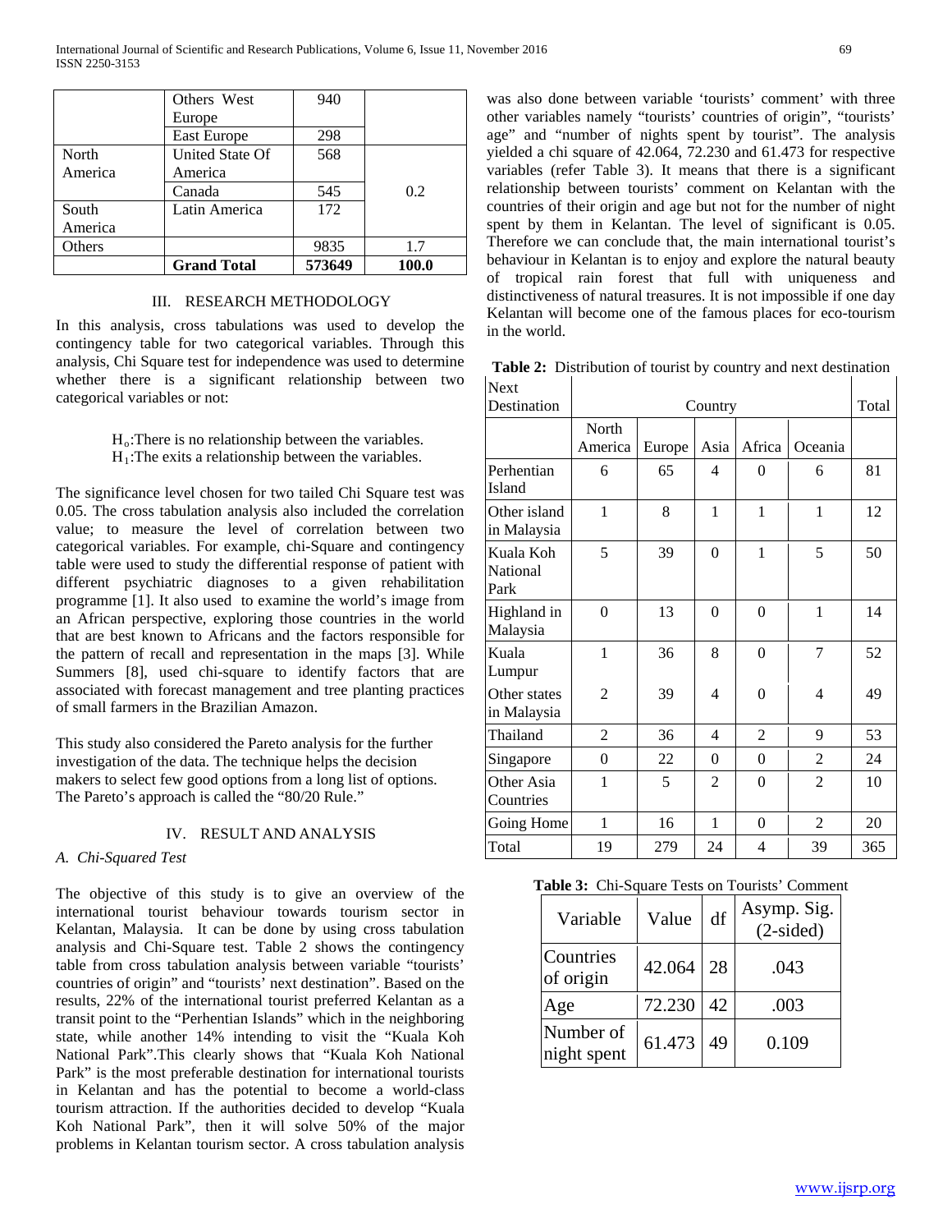|  | Others West Europe | 940 |  |
|---|---|---|---|
|  | East Europe | 298 |  |
| North America | United State Of America | 568 |  |
|  | Canada | 545 | 0.2 |
| South America | Latin America | 172 |  |
| Others |  | 9835 | 1.7 |
|  | **Grand Total** | **573649** | **100.0** |

## III. RESEARCH METHODOLOGY

In this analysis, cross tabulations was used to develop the contingency table for two categorical variables. Through this analysis, Chi Square test for independence was used to determine whether there is a significant relationship between two categorical variables or not:

$H_o$:There is no relationship between the variables.
$H_1$:The exits a relationship between the variables.

The significance level chosen for two tailed Chi Square test was 0.05. The cross tabulation analysis also included the correlation value; to measure the level of correlation between two categorical variables. For example, chi-Square and contingency table were used to study the differential response of patient with different psychiatric diagnoses to a given rehabilitation programme [1]. It also used to examine the world's image from an African perspective, exploring those countries in the world that are best known to Africans and the factors responsible for the pattern of recall and representation in the maps [3]. While Summers [8], used chi-square to identify factors that are associated with forecast management and tree planting practices of small farmers in the Brazilian Amazon.

This study also considered the Pareto analysis for the further investigation of the data. The technique helps the decision makers to select few good options from a long list of options. The Pareto's approach is called the "80/20 Rule."

## IV. RESULT AND ANALYSIS

### *A. Chi-Squared Test*

The objective of this study is to give an overview of the international tourist behaviour towards tourism sector in Kelantan, Malaysia. It can be done by using cross tabulation analysis and Chi-Square test. Table 2 shows the contingency table from cross tabulation analysis between variable "tourists' countries of origin" and "tourists' next destination". Based on the results, 22% of the international tourist preferred Kelantan as a transit point to the "Perhentian Islands" which in the neighboring state, while another 14% intending to visit the "Kuala Koh National Park".This clearly shows that "Kuala Koh National Park" is the most preferable destination for international tourists in Kelantan and has the potential to become a world-class tourism attraction. If the authorities decided to develop "Kuala Koh National Park", then it will solve 50% of the major problems in Kelantan tourism sector. A cross tabulation analysis was also done between variable 'tourists' comment' with three other variables namely "tourists' countries of origin", "tourists' age" and "number of nights spent by tourist". The analysis yielded a chi square of 42.064, 72.230 and 61.473 for respective variables (refer Table 3). It means that there is a significant relationship between tourists' comment on Kelantan with the countries of their origin and age but not for the number of night spent by them in Kelantan. The level of significant is 0.05. Therefore we can conclude that, the main international tourist's behaviour in Kelantan is to enjoy and explore the natural beauty of tropical rain forest that full with uniqueness and distinctiveness of natural treasures. It is not impossible if one day Kelantan will become one of the famous places for eco-tourism in the world.

**Table 2:** Distribution of tourist by country and next destination

| Next Destination | Country | | | | | Total |
|---|---|---|---|---|---|---|
|  | North America | Europe | Asia | Africa | Oceania |  |
| Perhentian Island | 6 | 65 | 4 | 0 | 6 | 81 |
| Other island in Malaysia | 1 | 8 | 1 | 1 | 1 | 12 |
| Kuala Koh National Park | 5 | 39 | 0 | 1 | 5 | 50 |
| Highland in Malaysia | 0 | 13 | 0 | 0 | 1 | 14 |
| Kuala Lumpur | 1 | 36 | 8 | 0 | 7 | 52 |
| Other states in Malaysia | 2 | 39 | 4 | 0 | 4 | 49 |
| Thailand | 2 | 36 | 4 | 2 | 9 | 53 |
| Singapore | 0 | 22 | 0 | 0 | 2 | 24 |
| Other Asia Countries | 1 | 5 | 2 | 0 | 2 | 10 |
| Going Home | 1 | 16 | 1 | 0 | 2 | 20 |
| Total | 19 | 279 | 24 | 4 | 39 | 365 |

**Table 3:** Chi-Square Tests on Tourists' Comment

| Variable | Value | df | Asymp. Sig. (2-sided) |
|---|---|---|---|
| Countries of origin | 42.064 | 28 | .043 |
| Age | 72.230 | 42 | .003 |
| Number of night spent | 61.473 | 49 | 0.109 |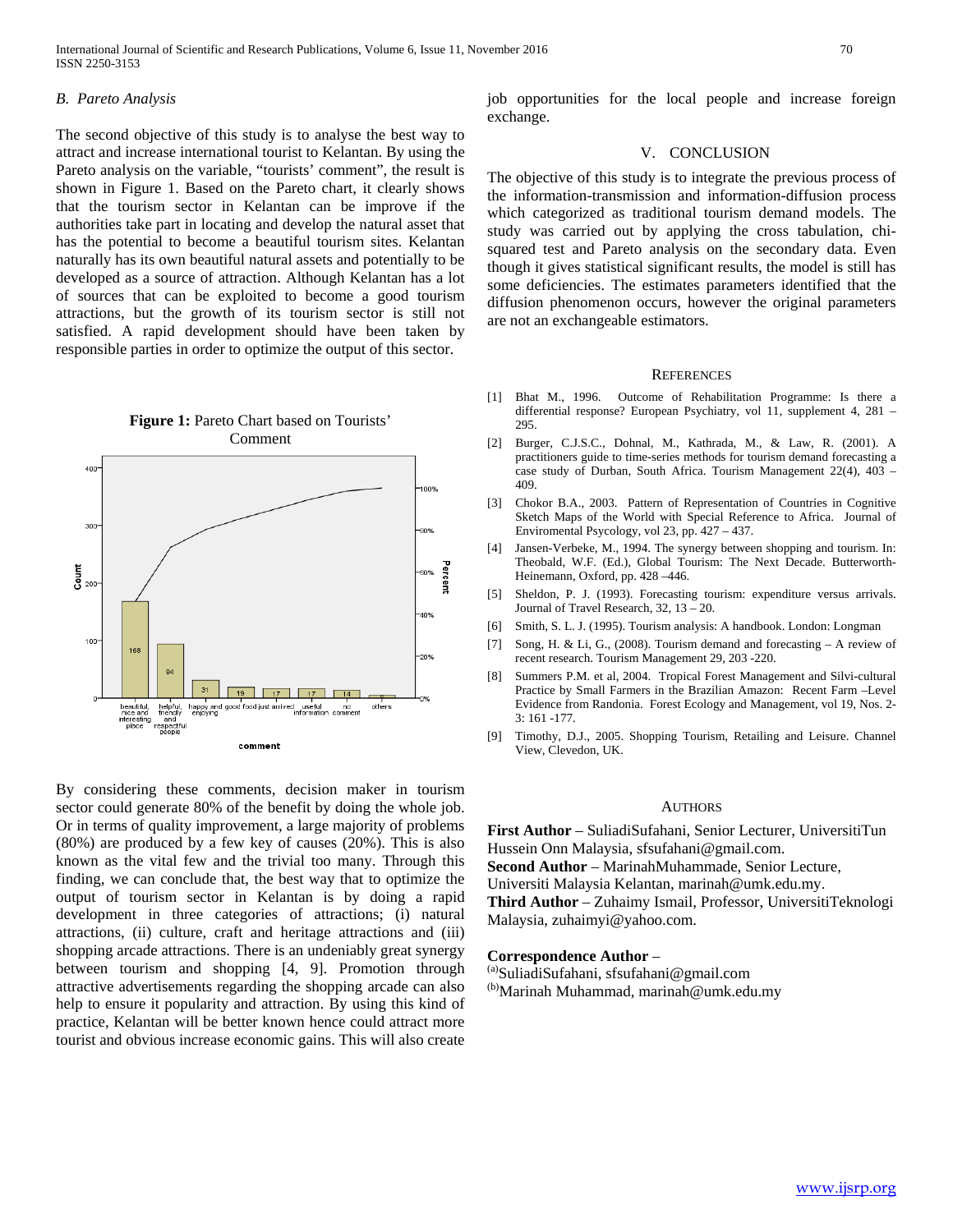### *B. Pareto Analysis*

The second objective of this study is to analyse the best way to attract and increase international tourist to Kelantan. By using the Pareto analysis on the variable, "tourists' comment", the result is shown in Figure 1. Based on the Pareto chart, it clearly shows that the tourism sector in Kelantan can be improve if the authorities take part in locating and develop the natural asset that has the potential to become a beautiful tourism sites. Kelantan naturally has its own beautiful natural assets and potentially to be developed as a source of attraction. Although Kelantan has a lot of sources that can be exploited to become a good tourism attractions, but the growth of its tourism sector is still not satisfied. A rapid development should have been taken by responsible parties in order to optimize the output of this sector.

**Figure 1:** Pareto Chart based on Tourists' Comment

Count
400
300
200
100
0

Percent
100%
80%
60%
40%
20%
0%

168
94
31
19
17
17
14
5

beautiful, nice and interesting place
helpful, friendly and respectful people
happy and enjoying
good food
just arrived
useful information
no comment
others

comment

By considering these comments, decision maker in tourism sector could generate 80% of the benefit by doing the whole job. Or in terms of quality improvement, a large majority of problems (80%) are produced by a few key of causes (20%). This is also known as the vital few and the trivial too many. Through this finding, we can conclude that, the best way that to optimize the output of tourism sector in Kelantan is by doing a rapid development in three categories of attractions; (i) natural attractions, (ii) culture, craft and heritage attractions and (iii) shopping arcade attractions. There is an undeniably great synergy between tourism and shopping [4, 9]. Promotion through attractive advertisements regarding the shopping arcade can also help to ensure it popularity and attraction. By using this kind of practice, Kelantan will be better known hence could attract more tourist and obvious increase economic gains. This will also create job opportunities for the local people and increase foreign exchange.

## V. CONCLUSION

The objective of this study is to integrate the previous process of the information-transmission and information-diffusion process which categorized as traditional tourism demand models. The study was carried out by applying the cross tabulation, chi-squared test and Pareto analysis on the secondary data. Even though it gives statistical significant results, the model is still has some deficiencies. The estimates parameters identified that the diffusion phenomenon occurs, however the original parameters are not an exchangeable estimators.

## REFERENCES

[1] Bhat M., 1996. Outcome of Rehabilitation Programme: Is there a differential response? European Psychiatry, vol 11, supplement 4, 281 – 295.

[2] Burger, C.J.S.C., Dohnal, M., Kathrada, M., & Law, R. (2001). A practitioners guide to time-series methods for tourism demand forecasting a case study of Durban, South Africa. Tourism Management 22(4), 403 – 409.

[3] Chokor B.A., 2003. Pattern of Representation of Countries in Cognitive Sketch Maps of the World with Special Reference to Africa. Journal of Enviromental Psycology, vol 23, pp. 427 – 437.

[4] Jansen-Verbeke, M., 1994. The synergy between shopping and tourism. In: Theobald, W.F. (Ed.), Global Tourism: The Next Decade. Butterworth-Heinemann, Oxford, pp. 428 –446.

[5] Sheldon, P. J. (1993). Forecasting tourism: expenditure versus arrivals. Journal of Travel Research, 32, 13 – 20.

[6] Smith, S. L. J. (1995). Tourism analysis: A handbook. London: Longman

[7] Song, H. & Li, G., (2008). Tourism demand and forecasting – A review of recent research. Tourism Management 29, 203 -220.

[8] Summers P.M. et al, 2004. Tropical Forest Management and Silvi-cultural Practice by Small Farmers in the Brazilian Amazon: Recent Farm –Level Evidence from Randonia. Forest Ecology and Management, vol 19, Nos. 2-3: 161 -177.

[9] Timothy, D.J., 2005. Shopping Tourism, Retailing and Leisure. Channel View, Clevedon, UK.

## AUTHORS

**First Author** – SuliadiSufahani, Senior Lecturer, UniversitiTun Hussein Onn Malaysia, sfsufahani@gmail.com.

**Second Author** – MarinahMuhammade, Senior Lecture, Universiti Malaysia Kelantan, marinah@umk.edu.my.

**Third Author** – Zuhaimy Ismail, Professor, UniversitiTeknologi Malaysia, zuhaimyi@yahoo.com.

**Correspondence Author** –

[a]SuliadiSufahani, sfsufahani@gmail.com

[b]Marinah Muhammad, marinah@umk.edu.my